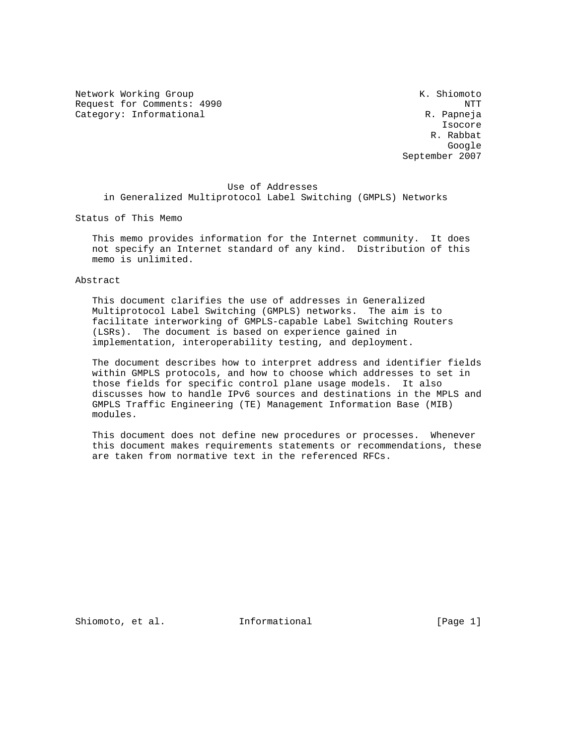Network Working Group K. Shiomoto
Request for Comments: 4990 NTT
Category: Informational R. Papneja
Isocore
R. Rabbat
Google
September 2007

# Use of Addresses in Generalized Multiprotocol Label Switching (GMPLS) Networks

## Status of This Memo

This memo provides information for the Internet community. It does not specify an Internet standard of any kind. Distribution of this memo is unlimited.

## Abstract

This document clarifies the use of addresses in Generalized Multiprotocol Label Switching (GMPLS) networks. The aim is to facilitate interworking of GMPLS-capable Label Switching Routers (LSRs). The document is based on experience gained in implementation, interoperability testing, and deployment.

The document describes how to interpret address and identifier fields within GMPLS protocols, and how to choose which addresses to set in those fields for specific control plane usage models. It also discusses how to handle IPv6 sources and destinations in the MPLS and GMPLS Traffic Engineering (TE) Management Information Base (MIB) modules.

This document does not define new procedures or processes. Whenever this document makes requirements statements or recommendations, these are taken from normative text in the referenced RFCs.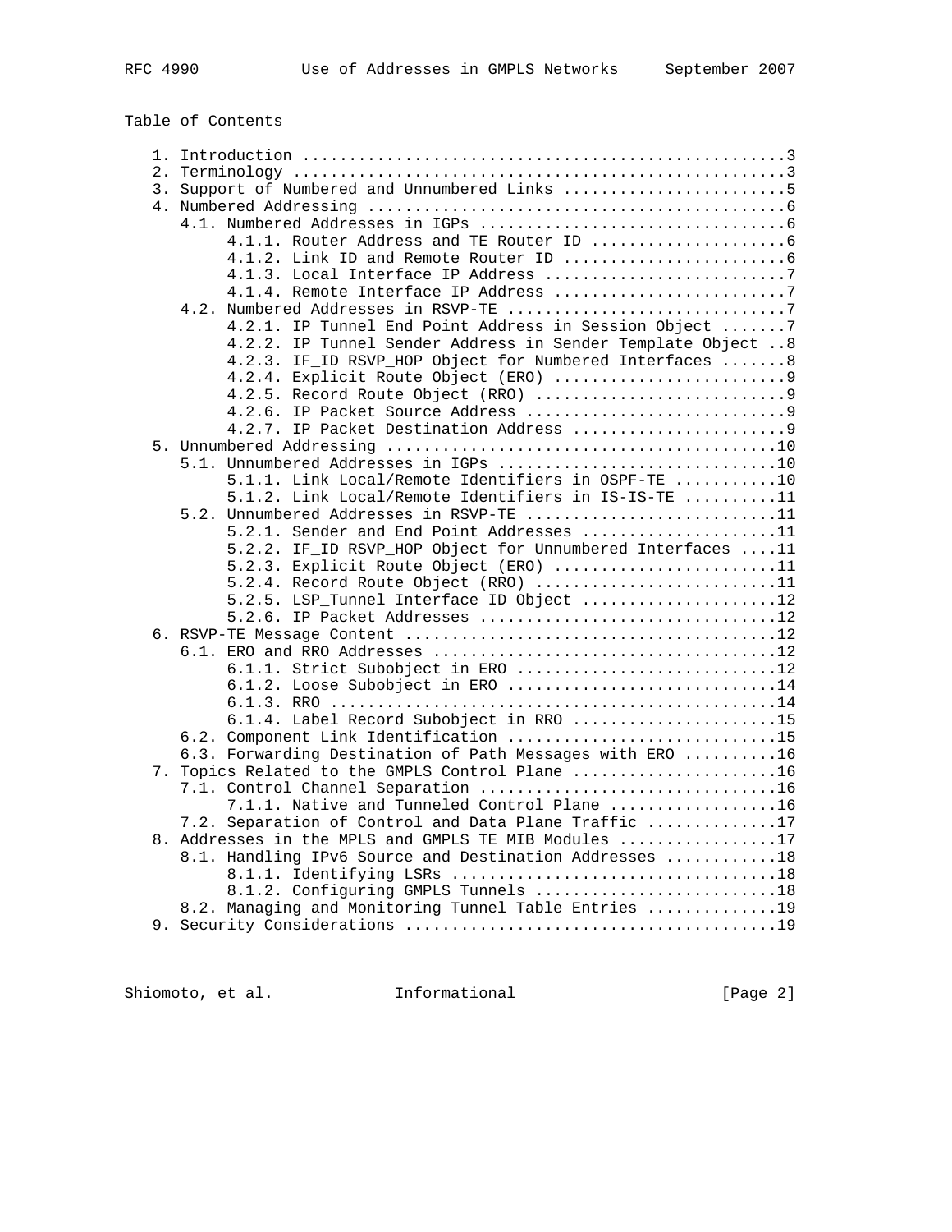Table of Contents

```
   1. Introduction ....................................................3
   2. Terminology .....................................................3
   3. Support of Numbered and Unnumbered Links ........................5
   4. Numbered Addressing .............................................6
      4.1. Numbered Addresses in IGPs .................................6
           4.1.1. Router Address and TE Router ID .....................6
           4.1.2. Link ID and Remote Router ID ........................6
           4.1.3. Local Interface IP Address ..........................7
           4.1.4. Remote Interface IP Address .........................7
      4.2. Numbered Addresses in RSVP-TE ..............................7
           4.2.1. IP Tunnel End Point Address in Session Object .......7
           4.2.2. IP Tunnel Sender Address in Sender Template Object ..8
           4.2.3. IF_ID RSVP_HOP Object for Numbered Interfaces .......8
           4.2.4. Explicit Route Object (ERO) .........................9
           4.2.5. Record Route Object (RRO) ...........................9
           4.2.6. IP Packet Source Address ............................9
           4.2.7. IP Packet Destination Address .......................9
   5. Unnumbered Addressing ..........................................10
      5.1. Unnumbered Addresses in IGPs ..............................10
           5.1.1. Link Local/Remote Identifiers in OSPF-TE ...........10
           5.1.2. Link Local/Remote Identifiers in IS-IS-TE ..........11
      5.2. Unnumbered Addresses in RSVP-TE ...........................11
           5.2.1. Sender and End Point Addresses .....................11
           5.2.2. IF_ID RSVP_HOP Object for Unnumbered Interfaces ....11
           5.2.3. Explicit Route Object (ERO) ........................11
           5.2.4. Record Route Object (RRO) ..........................11
           5.2.5. LSP_Tunnel Interface ID Object .....................12
           5.2.6. IP Packet Addresses ................................12
   6. RSVP-TE Message Content ........................................12
      6.1. ERO and RRO Addresses .....................................12
           6.1.1. Strict Subobject in ERO ............................12
           6.1.2. Loose Subobject in ERO .............................14
           6.1.3. RRO ................................................14
           6.1.4. Label Record Subobject in RRO ......................15
      6.2. Component Link Identification .............................15
      6.3. Forwarding Destination of Path Messages with ERO ..........16
   7. Topics Related to the GMPLS Control Plane ......................16
      7.1. Control Channel Separation ................................16
           7.1.1. Native and Tunneled Control Plane ..................16
      7.2. Separation of Control and Data Plane Traffic ..............17
   8. Addresses in the MPLS and GMPLS TE MIB Modules .................17
      8.1. Handling IPv6 Source and Destination Addresses ............18
           8.1.1. Identifying LSRs ...................................18
           8.1.2. Configuring GMPLS Tunnels ..........................18
      8.2. Managing and Monitoring Tunnel Table Entries ..............19
   9. Security Considerations ........................................19
```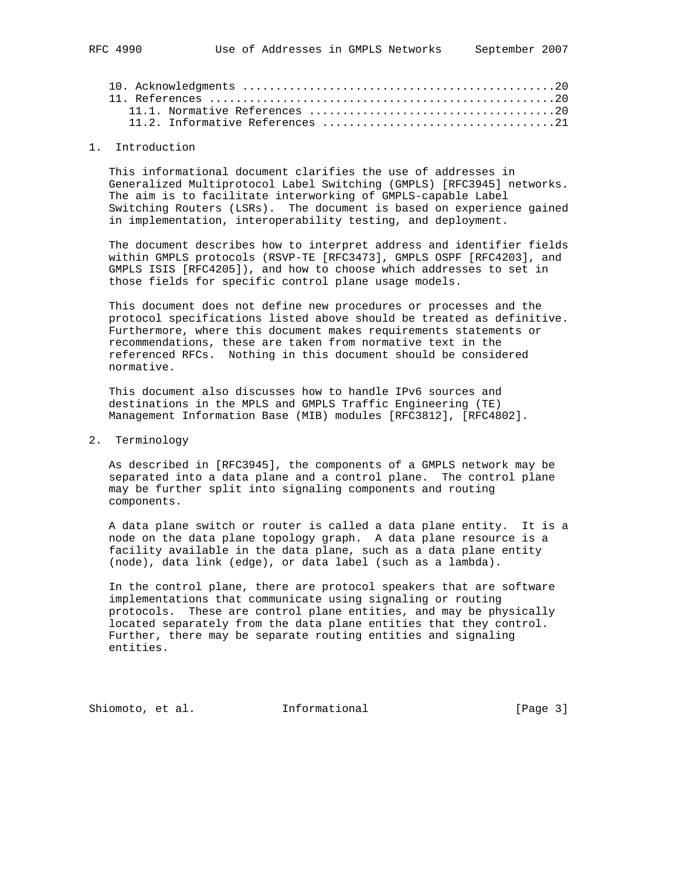10. Acknowledgments .............................................20
11. References ..................................................20
   11.1. Normative References ...................................20
   11.2. Informative References .................................21

## 1. Introduction

This informational document clarifies the use of addresses in Generalized Multiprotocol Label Switching (GMPLS) [RFC3945] networks. The aim is to facilitate interworking of GMPLS-capable Label Switching Routers (LSRs). The document is based on experience gained in implementation, interoperability testing, and deployment.

The document describes how to interpret address and identifier fields within GMPLS protocols (RSVP-TE [RFC3473], GMPLS OSPF [RFC4203], and GMPLS ISIS [RFC4205]), and how to choose which addresses to set in those fields for specific control plane usage models.

This document does not define new procedures or processes and the protocol specifications listed above should be treated as definitive. Furthermore, where this document makes requirements statements or recommendations, these are taken from normative text in the referenced RFCs. Nothing in this document should be considered normative.

This document also discusses how to handle IPv6 sources and destinations in the MPLS and GMPLS Traffic Engineering (TE) Management Information Base (MIB) modules [RFC3812], [RFC4802].

## 2. Terminology

As described in [RFC3945], the components of a GMPLS network may be separated into a data plane and a control plane. The control plane may be further split into signaling components and routing components.

A data plane switch or router is called a data plane entity. It is a node on the data plane topology graph. A data plane resource is a facility available in the data plane, such as a data plane entity (node), data link (edge), or data label (such as a lambda).

In the control plane, there are protocol speakers that are software implementations that communicate using signaling or routing protocols. These are control plane entities, and may be physically located separately from the data plane entities that they control. Further, there may be separate routing entities and signaling entities.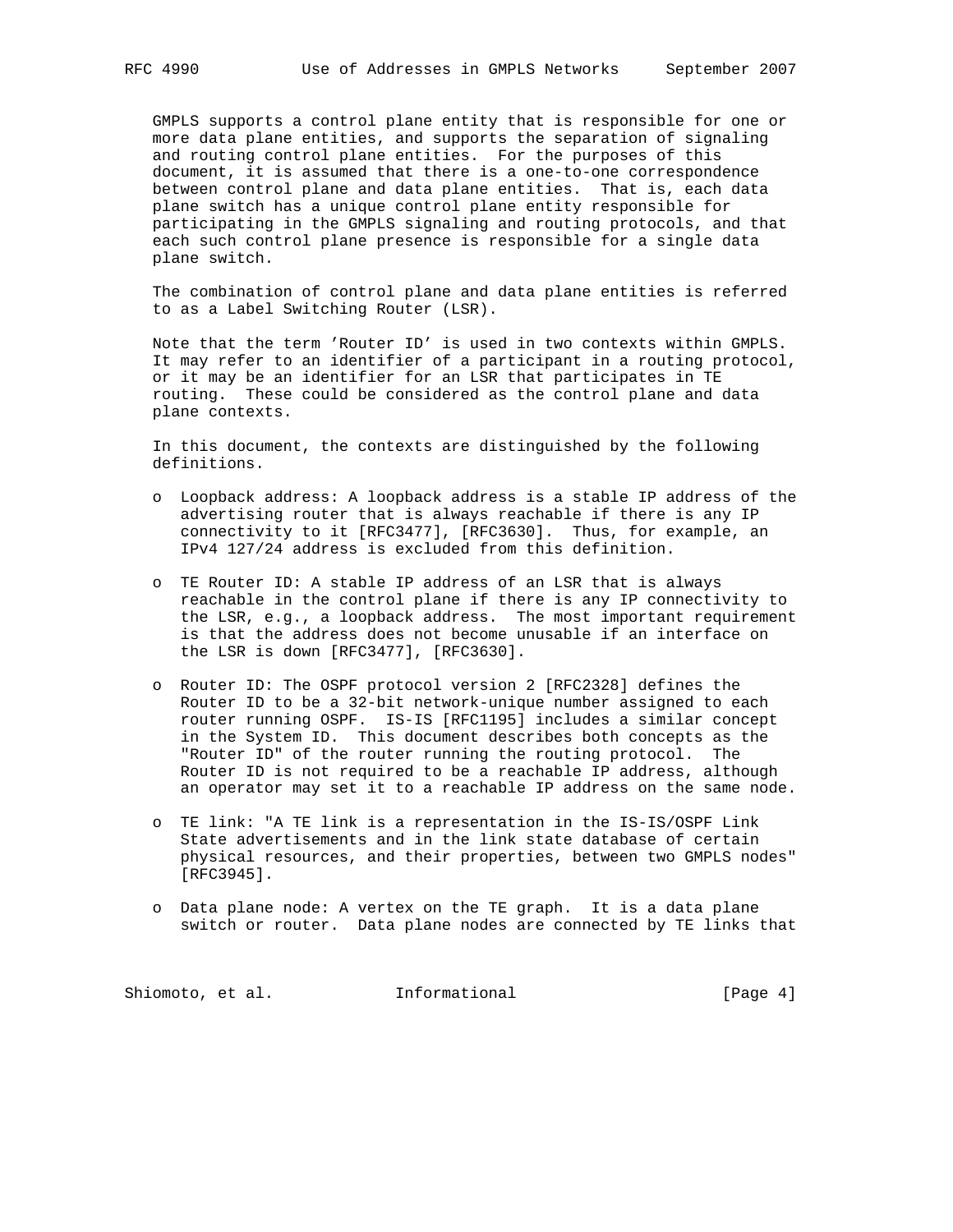GMPLS supports a control plane entity that is responsible for one or more data plane entities, and supports the separation of signaling and routing control plane entities. For the purposes of this document, it is assumed that there is a one-to-one correspondence between control plane and data plane entities. That is, each data plane switch has a unique control plane entity responsible for participating in the GMPLS signaling and routing protocols, and that each such control plane presence is responsible for a single data plane switch.

The combination of control plane and data plane entities is referred to as a Label Switching Router (LSR).

Note that the term 'Router ID' is used in two contexts within GMPLS. It may refer to an identifier of a participant in a routing protocol, or it may be an identifier for an LSR that participates in TE routing. These could be considered as the control plane and data plane contexts.

In this document, the contexts are distinguished by the following definitions.

- Loopback address: A loopback address is a stable IP address of the advertising router that is always reachable if there is any IP connectivity to it [RFC3477], [RFC3630]. Thus, for example, an IPv4 127/24 address is excluded from this definition.

- TE Router ID: A stable IP address of an LSR that is always reachable in the control plane if there is any IP connectivity to the LSR, e.g., a loopback address. The most important requirement is that the address does not become unusable if an interface on the LSR is down [RFC3477], [RFC3630].

- Router ID: The OSPF protocol version 2 [RFC2328] defines the Router ID to be a 32-bit network-unique number assigned to each router running OSPF. IS-IS [RFC1195] includes a similar concept in the System ID. This document describes both concepts as the "Router ID" of the router running the routing protocol. The Router ID is not required to be a reachable IP address, although an operator may set it to a reachable IP address on the same node.

- TE link: "A TE link is a representation in the IS-IS/OSPF Link State advertisements and in the link state database of certain physical resources, and their properties, between two GMPLS nodes" [RFC3945].

- Data plane node: A vertex on the TE graph. It is a data plane switch or router. Data plane nodes are connected by TE links that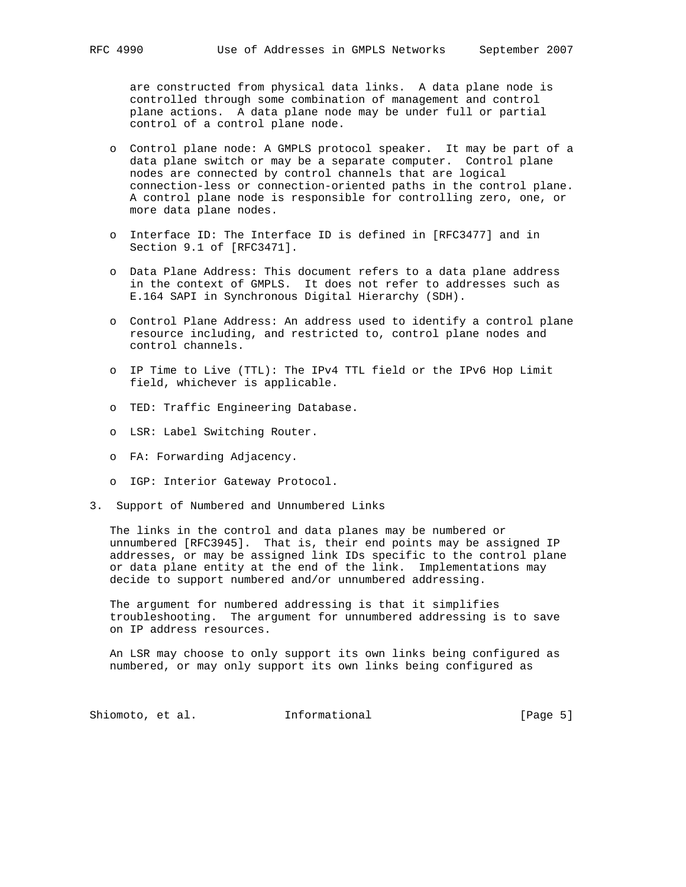are constructed from physical data links. A data plane node is controlled through some combination of management and control plane actions. A data plane node may be under full or partial control of a control plane node.

- Control plane node: A GMPLS protocol speaker. It may be part of a data plane switch or may be a separate computer. Control plane nodes are connected by control channels that are logical connection-less or connection-oriented paths in the control plane. A control plane node is responsible for controlling zero, one, or more data plane nodes.

- Interface ID: The Interface ID is defined in [RFC3477] and in Section 9.1 of [RFC3471].

- Data Plane Address: This document refers to a data plane address in the context of GMPLS. It does not refer to addresses such as E.164 SAPI in Synchronous Digital Hierarchy (SDH).

- Control Plane Address: An address used to identify a control plane resource including, and restricted to, control plane nodes and control channels.

- IP Time to Live (TTL): The IPv4 TTL field or the IPv6 Hop Limit field, whichever is applicable.

- TED: Traffic Engineering Database.

- LSR: Label Switching Router.

- FA: Forwarding Adjacency.

- IGP: Interior Gateway Protocol.

## 3. Support of Numbered and Unnumbered Links

The links in the control and data planes may be numbered or unnumbered [RFC3945]. That is, their end points may be assigned IP addresses, or may be assigned link IDs specific to the control plane or data plane entity at the end of the link. Implementations may decide to support numbered and/or unnumbered addressing.

The argument for numbered addressing is that it simplifies troubleshooting. The argument for unnumbered addressing is to save on IP address resources.

An LSR may choose to only support its own links being configured as numbered, or may only support its own links being configured as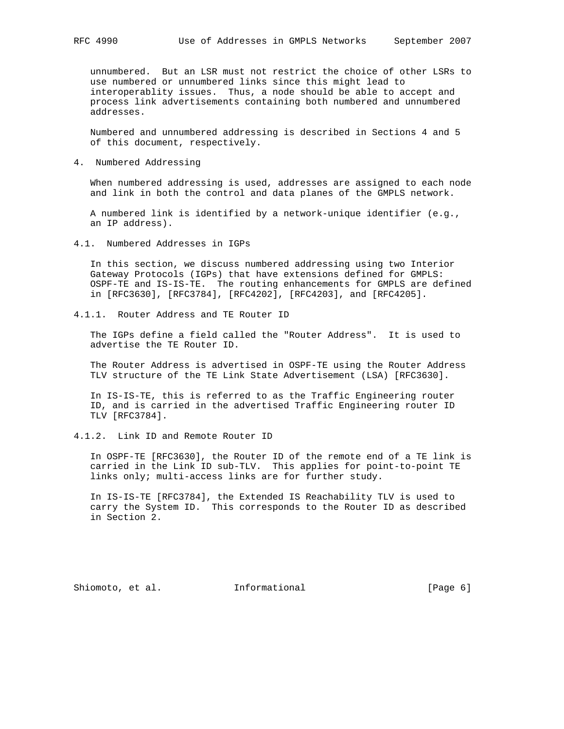unnumbered. But an LSR must not restrict the choice of other LSRs to use numbered or unnumbered links since this might lead to interoperablity issues. Thus, a node should be able to accept and process link advertisements containing both numbered and unnumbered addresses.

Numbered and unnumbered addressing is described in Sections 4 and 5 of this document, respectively.

# 4. Numbered Addressing

When numbered addressing is used, addresses are assigned to each node and link in both the control and data planes of the GMPLS network.

A numbered link is identified by a network-unique identifier (e.g., an IP address).

## 4.1. Numbered Addresses in IGPs

In this section, we discuss numbered addressing using two Interior Gateway Protocols (IGPs) that have extensions defined for GMPLS: OSPF-TE and IS-IS-TE. The routing enhancements for GMPLS are defined in [RFC3630], [RFC3784], [RFC4202], [RFC4203], and [RFC4205].

### 4.1.1. Router Address and TE Router ID

The IGPs define a field called the "Router Address". It is used to advertise the TE Router ID.

The Router Address is advertised in OSPF-TE using the Router Address TLV structure of the TE Link State Advertisement (LSA) [RFC3630].

In IS-IS-TE, this is referred to as the Traffic Engineering router ID, and is carried in the advertised Traffic Engineering router ID TLV [RFC3784].

### 4.1.2. Link ID and Remote Router ID

In OSPF-TE [RFC3630], the Router ID of the remote end of a TE link is carried in the Link ID sub-TLV. This applies for point-to-point TE links only; multi-access links are for further study.

In IS-IS-TE [RFC3784], the Extended IS Reachability TLV is used to carry the System ID. This corresponds to the Router ID as described in Section 2.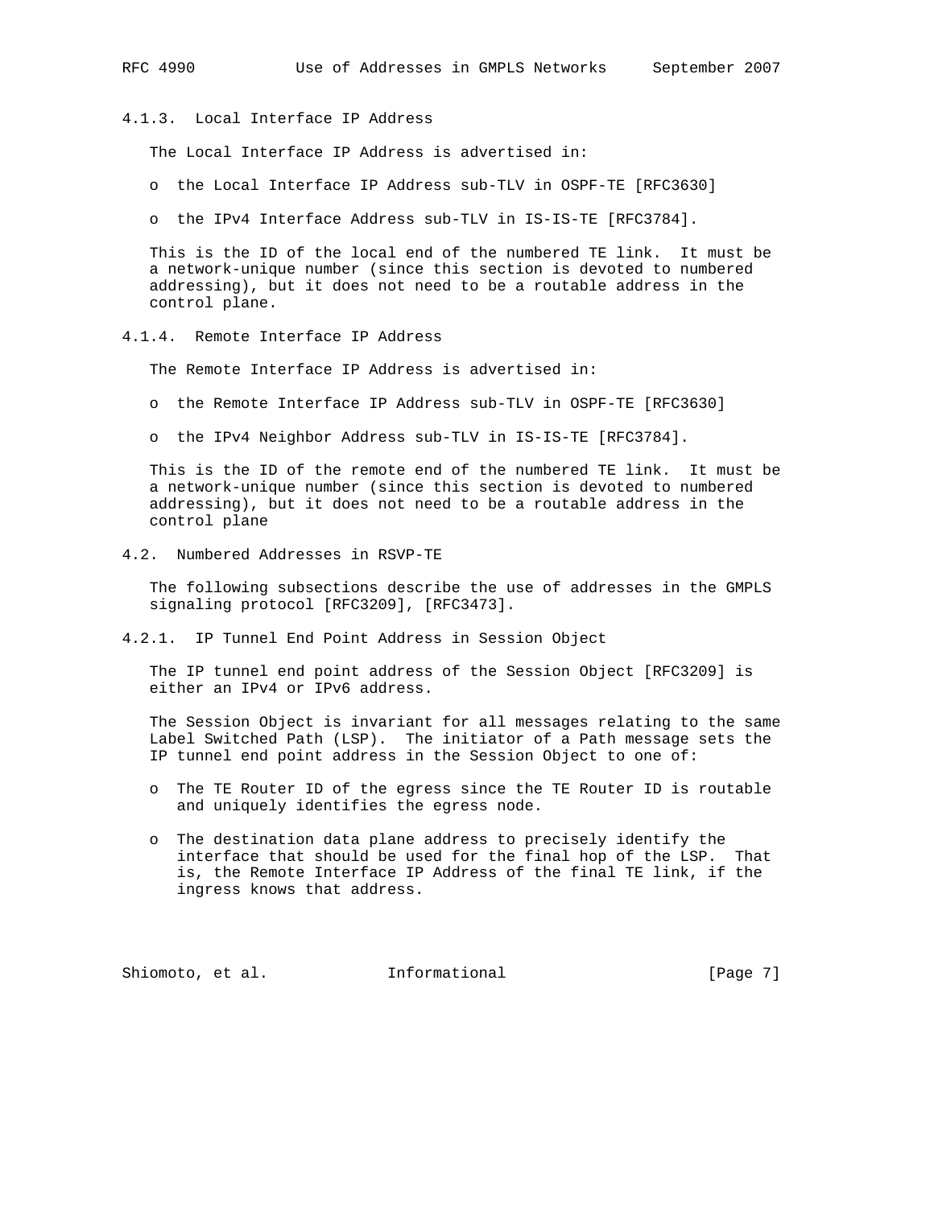#### 4.1.3. Local Interface IP Address

The Local Interface IP Address is advertised in:

- the Local Interface IP Address sub-TLV in OSPF-TE [RFC3630]
- the IPv4 Interface Address sub-TLV in IS-IS-TE [RFC3784].

This is the ID of the local end of the numbered TE link. It must be a network-unique number (since this section is devoted to numbered addressing), but it does not need to be a routable address in the control plane.

#### 4.1.4. Remote Interface IP Address

The Remote Interface IP Address is advertised in:

- the Remote Interface IP Address sub-TLV in OSPF-TE [RFC3630]
- the IPv4 Neighbor Address sub-TLV in IS-IS-TE [RFC3784].

This is the ID of the remote end of the numbered TE link. It must be a network-unique number (since this section is devoted to numbered addressing), but it does not need to be a routable address in the control plane

### 4.2. Numbered Addresses in RSVP-TE

The following subsections describe the use of addresses in the GMPLS signaling protocol [RFC3209], [RFC3473].

#### 4.2.1. IP Tunnel End Point Address in Session Object

The IP tunnel end point address of the Session Object [RFC3209] is either an IPv4 or IPv6 address.

The Session Object is invariant for all messages relating to the same Label Switched Path (LSP). The initiator of a Path message sets the IP tunnel end point address in the Session Object to one of:

- The TE Router ID of the egress since the TE Router ID is routable and uniquely identifies the egress node.
- The destination data plane address to precisely identify the interface that should be used for the final hop of the LSP. That is, the Remote Interface IP Address of the final TE link, if the ingress knows that address.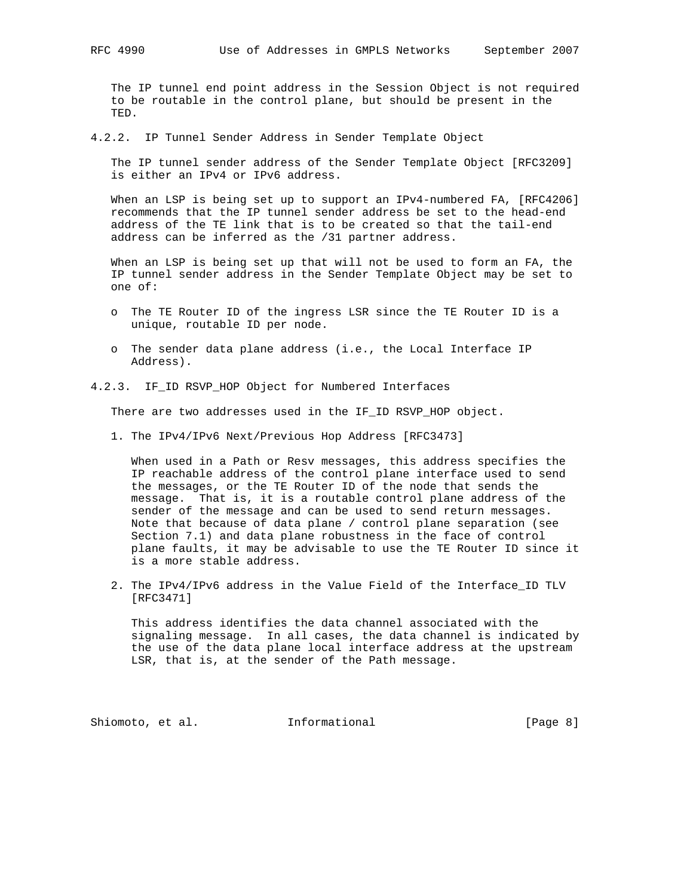The IP tunnel end point address in the Session Object is not required to be routable in the control plane, but should be present in the TED.

#### 4.2.2. IP Tunnel Sender Address in Sender Template Object

The IP tunnel sender address of the Sender Template Object [RFC3209] is either an IPv4 or IPv6 address.

When an LSP is being set up to support an IPv4-numbered FA, [RFC4206] recommends that the IP tunnel sender address be set to the head-end address of the TE link that is to be created so that the tail-end address can be inferred as the /31 partner address.

When an LSP is being set up that will not be used to form an FA, the IP tunnel sender address in the Sender Template Object may be set to one of:

- The TE Router ID of the ingress LSR since the TE Router ID is a unique, routable ID per node.
- The sender data plane address (i.e., the Local Interface IP Address).

#### 4.2.3. IF_ID RSVP_HOP Object for Numbered Interfaces

There are two addresses used in the IF_ID RSVP_HOP object.

1. The IPv4/IPv6 Next/Previous Hop Address [RFC3473]

   When used in a Path or Resv messages, this address specifies the IP reachable address of the control plane interface used to send the messages, or the TE Router ID of the node that sends the message. That is, it is a routable control plane address of the sender of the message and can be used to send return messages. Note that because of data plane / control plane separation (see Section 7.1) and data plane robustness in the face of control plane faults, it may be advisable to use the TE Router ID since it is a more stable address.

2. The IPv4/IPv6 address in the Value Field of the Interface_ID TLV [RFC3471]

   This address identifies the data channel associated with the signaling message. In all cases, the data channel is indicated by the use of the data plane local interface address at the upstream LSR, that is, at the sender of the Path message.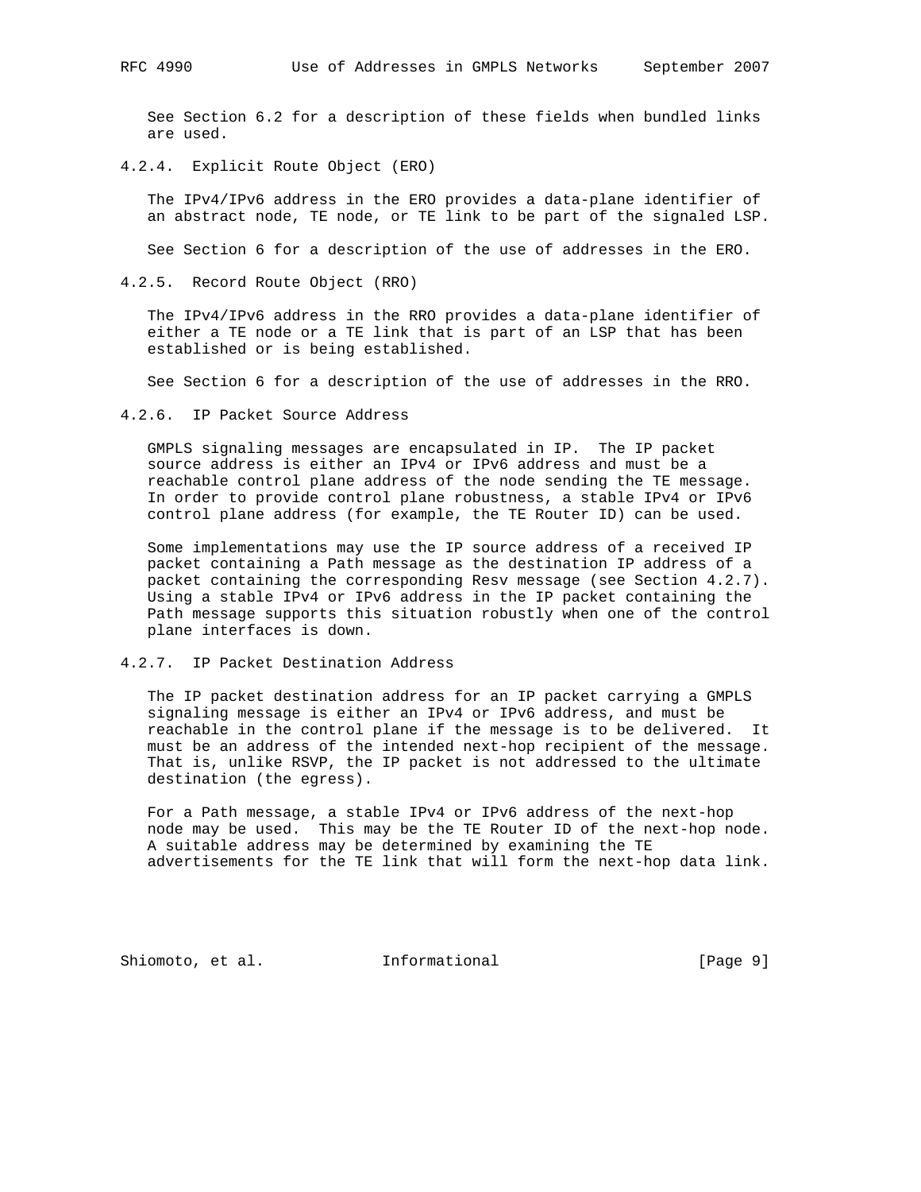See Section 6.2 for a description of these fields when bundled links are used.

#### 4.2.4. Explicit Route Object (ERO)

The IPv4/IPv6 address in the ERO provides a data-plane identifier of an abstract node, TE node, or TE link to be part of the signaled LSP.

See Section 6 for a description of the use of addresses in the ERO.

#### 4.2.5. Record Route Object (RRO)

The IPv4/IPv6 address in the RRO provides a data-plane identifier of either a TE node or a TE link that is part of an LSP that has been established or is being established.

See Section 6 for a description of the use of addresses in the RRO.

#### 4.2.6. IP Packet Source Address

GMPLS signaling messages are encapsulated in IP. The IP packet source address is either an IPv4 or IPv6 address and must be a reachable control plane address of the node sending the TE message. In order to provide control plane robustness, a stable IPv4 or IPv6 control plane address (for example, the TE Router ID) can be used.

Some implementations may use the IP source address of a received IP packet containing a Path message as the destination IP address of a packet containing the corresponding Resv message (see Section 4.2.7). Using a stable IPv4 or IPv6 address in the IP packet containing the Path message supports this situation robustly when one of the control plane interfaces is down.

#### 4.2.7. IP Packet Destination Address

The IP packet destination address for an IP packet carrying a GMPLS signaling message is either an IPv4 or IPv6 address, and must be reachable in the control plane if the message is to be delivered. It must be an address of the intended next-hop recipient of the message. That is, unlike RSVP, the IP packet is not addressed to the ultimate destination (the egress).

For a Path message, a stable IPv4 or IPv6 address of the next-hop node may be used. This may be the TE Router ID of the next-hop node. A suitable address may be determined by examining the TE advertisements for the TE link that will form the next-hop data link.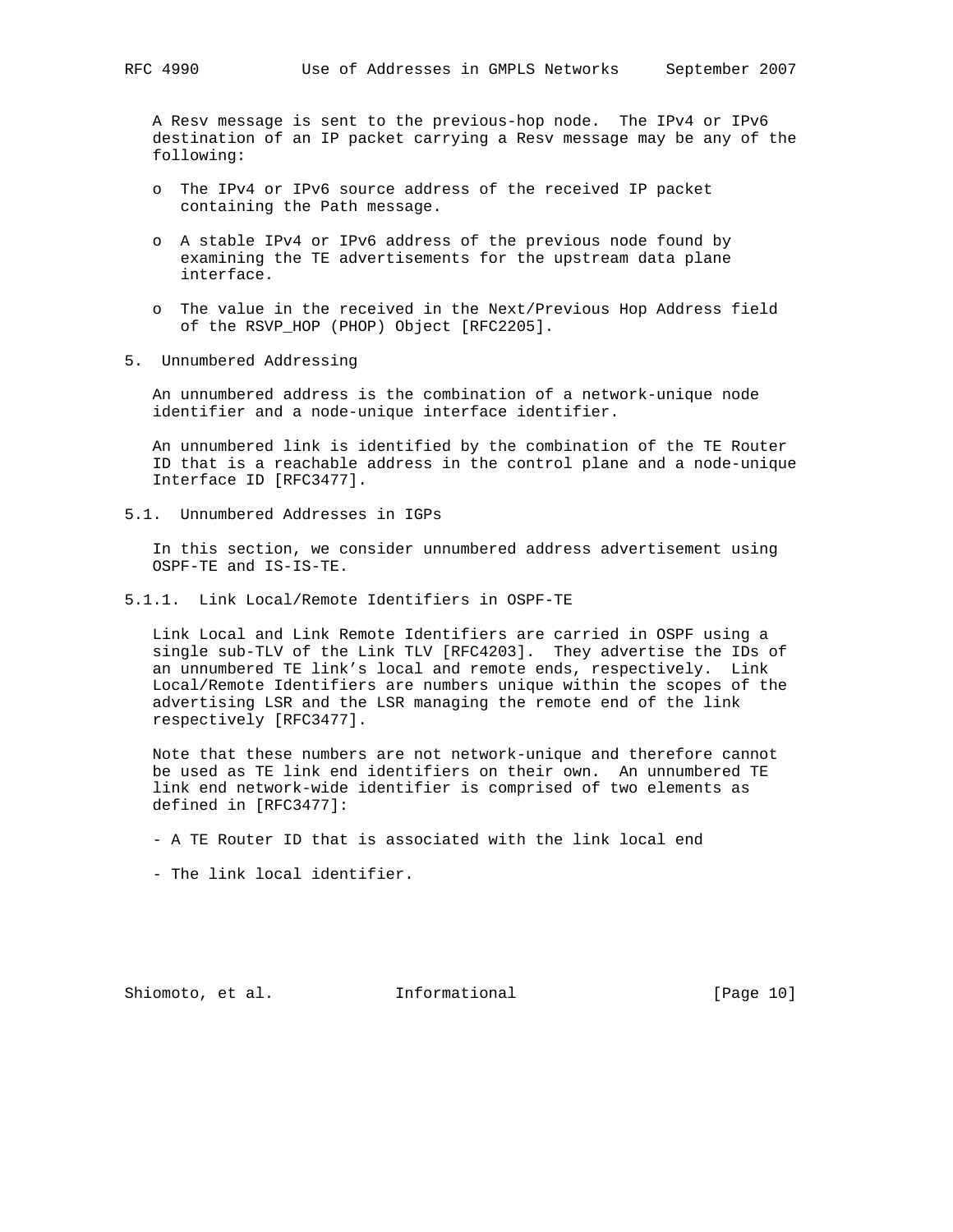A Resv message is sent to the previous-hop node. The IPv4 or IPv6 destination of an IP packet carrying a Resv message may be any of the following:

- The IPv4 or IPv6 source address of the received IP packet containing the Path message.
- A stable IPv4 or IPv6 address of the previous node found by examining the TE advertisements for the upstream data plane interface.
- The value in the received in the Next/Previous Hop Address field of the RSVP_HOP (PHOP) Object [RFC2205].

## 5. Unnumbered Addressing

An unnumbered address is the combination of a network-unique node identifier and a node-unique interface identifier.

An unnumbered link is identified by the combination of the TE Router ID that is a reachable address in the control plane and a node-unique Interface ID [RFC3477].

### 5.1. Unnumbered Addresses in IGPs

In this section, we consider unnumbered address advertisement using OSPF-TE and IS-IS-TE.

#### 5.1.1. Link Local/Remote Identifiers in OSPF-TE

Link Local and Link Remote Identifiers are carried in OSPF using a single sub-TLV of the Link TLV [RFC4203]. They advertise the IDs of an unnumbered TE link's local and remote ends, respectively. Link Local/Remote Identifiers are numbers unique within the scopes of the advertising LSR and the LSR managing the remote end of the link respectively [RFC3477].

Note that these numbers are not network-unique and therefore cannot be used as TE link end identifiers on their own. An unnumbered TE link end network-wide identifier is comprised of two elements as defined in [RFC3477]:

- A TE Router ID that is associated with the link local end
- The link local identifier.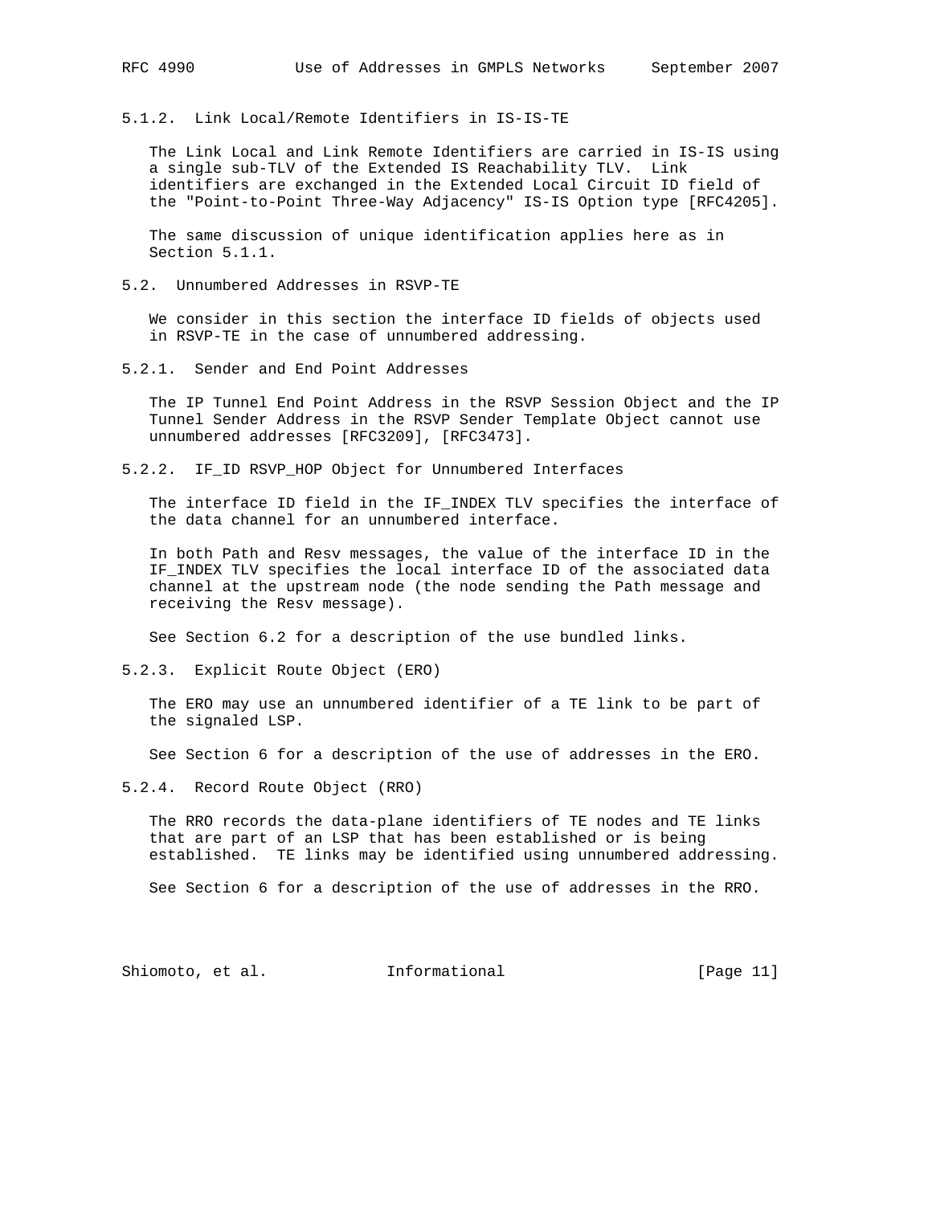### 5.1.2. Link Local/Remote Identifiers in IS-IS-TE

The Link Local and Link Remote Identifiers are carried in IS-IS using a single sub-TLV of the Extended IS Reachability TLV. Link identifiers are exchanged in the Extended Local Circuit ID field of the "Point-to-Point Three-Way Adjacency" IS-IS Option type [RFC4205].

The same discussion of unique identification applies here as in Section 5.1.1.

## 5.2. Unnumbered Addresses in RSVP-TE

We consider in this section the interface ID fields of objects used in RSVP-TE in the case of unnumbered addressing.

### 5.2.1. Sender and End Point Addresses

The IP Tunnel End Point Address in the RSVP Session Object and the IP Tunnel Sender Address in the RSVP Sender Template Object cannot use unnumbered addresses [RFC3209], [RFC3473].

### 5.2.2. IF_ID RSVP_HOP Object for Unnumbered Interfaces

The interface ID field in the IF_INDEX TLV specifies the interface of the data channel for an unnumbered interface.

In both Path and Resv messages, the value of the interface ID in the IF_INDEX TLV specifies the local interface ID of the associated data channel at the upstream node (the node sending the Path message and receiving the Resv message).

See Section 6.2 for a description of the use bundled links.

### 5.2.3. Explicit Route Object (ERO)

The ERO may use an unnumbered identifier of a TE link to be part of the signaled LSP.

See Section 6 for a description of the use of addresses in the ERO.

### 5.2.4. Record Route Object (RRO)

The RRO records the data-plane identifiers of TE nodes and TE links that are part of an LSP that has been established or is being established. TE links may be identified using unnumbered addressing.

See Section 6 for a description of the use of addresses in the RRO.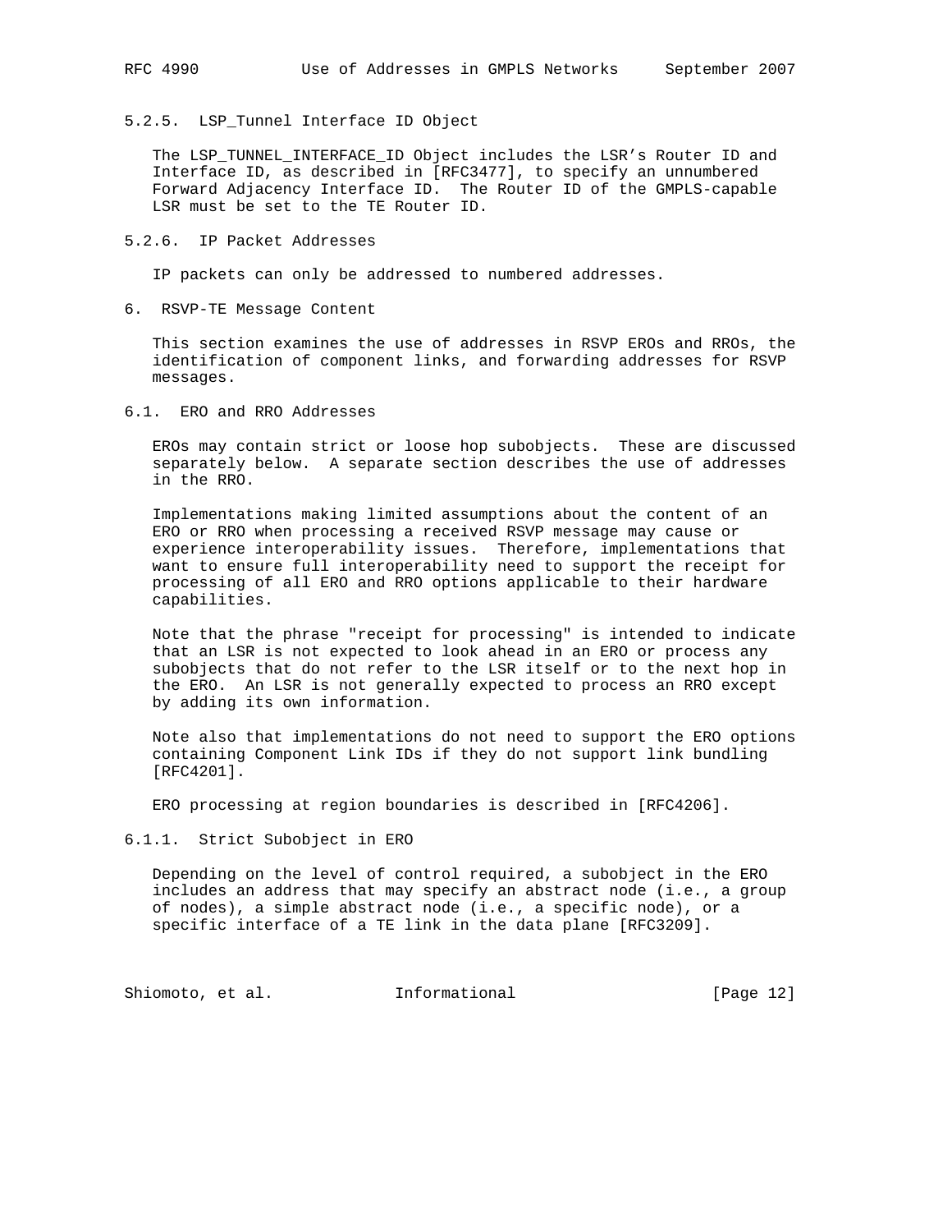#### 5.2.5. LSP_Tunnel Interface ID Object

The LSP_TUNNEL_INTERFACE_ID Object includes the LSR's Router ID and Interface ID, as described in [RFC3477], to specify an unnumbered Forward Adjacency Interface ID. The Router ID of the GMPLS-capable LSR must be set to the TE Router ID.

#### 5.2.6. IP Packet Addresses

IP packets can only be addressed to numbered addresses.

## 6. RSVP-TE Message Content

This section examines the use of addresses in RSVP EROs and RROs, the identification of component links, and forwarding addresses for RSVP messages.

### 6.1. ERO and RRO Addresses

EROs may contain strict or loose hop subobjects. These are discussed separately below. A separate section describes the use of addresses in the RRO.

Implementations making limited assumptions about the content of an ERO or RRO when processing a received RSVP message may cause or experience interoperability issues. Therefore, implementations that want to ensure full interoperability need to support the receipt for processing of all ERO and RRO options applicable to their hardware capabilities.

Note that the phrase "receipt for processing" is intended to indicate that an LSR is not expected to look ahead in an ERO or process any subobjects that do not refer to the LSR itself or to the next hop in the ERO. An LSR is not generally expected to process an RRO except by adding its own information.

Note also that implementations do not need to support the ERO options containing Component Link IDs if they do not support link bundling [RFC4201].

ERO processing at region boundaries is described in [RFC4206].

#### 6.1.1. Strict Subobject in ERO

Depending on the level of control required, a subobject in the ERO includes an address that may specify an abstract node (i.e., a group of nodes), a simple abstract node (i.e., a specific node), or a specific interface of a TE link in the data plane [RFC3209].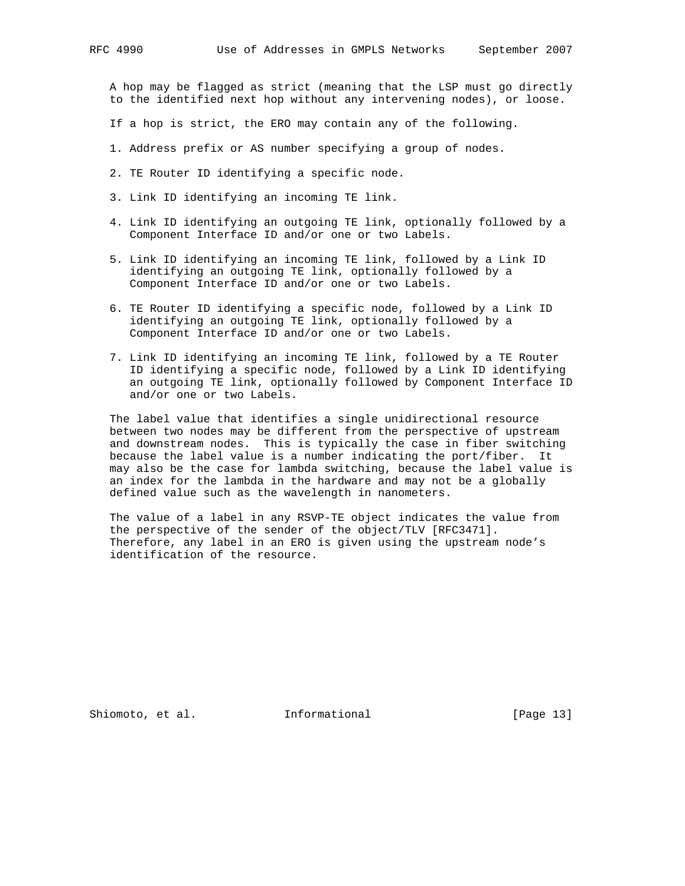A hop may be flagged as strict (meaning that the LSP must go directly to the identified next hop without any intervening nodes), or loose.

If a hop is strict, the ERO may contain any of the following.

1. Address prefix or AS number specifying a group of nodes.

2. TE Router ID identifying a specific node.

3. Link ID identifying an incoming TE link.

4. Link ID identifying an outgoing TE link, optionally followed by a Component Interface ID and/or one or two Labels.

5. Link ID identifying an incoming TE link, followed by a Link ID identifying an outgoing TE link, optionally followed by a Component Interface ID and/or one or two Labels.

6. TE Router ID identifying a specific node, followed by a Link ID identifying an outgoing TE link, optionally followed by a Component Interface ID and/or one or two Labels.

7. Link ID identifying an incoming TE link, followed by a TE Router ID identifying a specific node, followed by a Link ID identifying an outgoing TE link, optionally followed by Component Interface ID and/or one or two Labels.

The label value that identifies a single unidirectional resource between two nodes may be different from the perspective of upstream and downstream nodes. This is typically the case in fiber switching because the label value is a number indicating the port/fiber. It may also be the case for lambda switching, because the label value is an index for the lambda in the hardware and may not be a globally defined value such as the wavelength in nanometers.

The value of a label in any RSVP-TE object indicates the value from the perspective of the sender of the object/TLV [RFC3471]. Therefore, any label in an ERO is given using the upstream node's identification of the resource.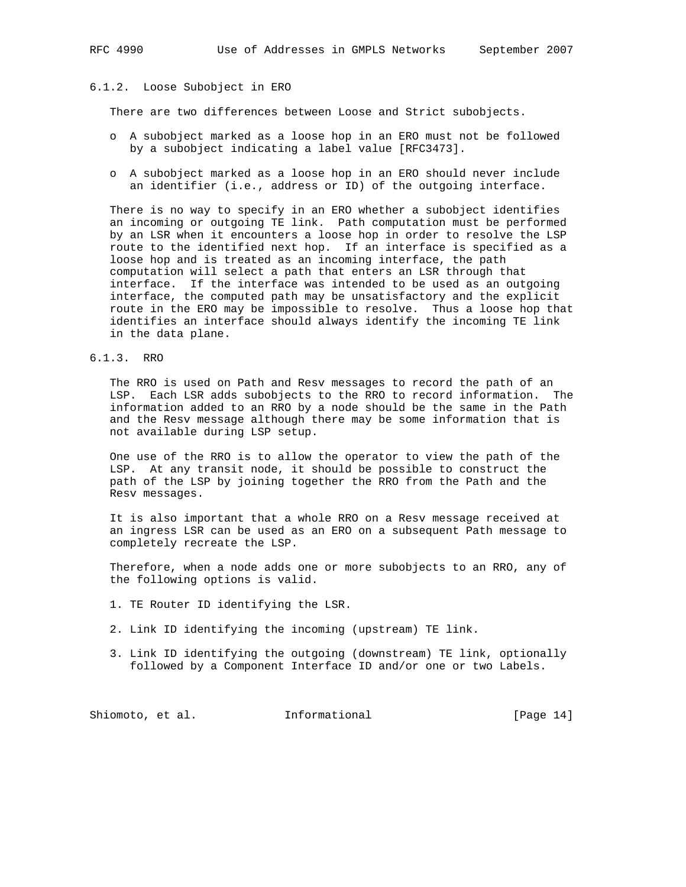### 6.1.2. Loose Subobject in ERO

There are two differences between Loose and Strict subobjects.

- A subobject marked as a loose hop in an ERO must not be followed by a subobject indicating a label value [RFC3473].
- A subobject marked as a loose hop in an ERO should never include an identifier (i.e., address or ID) of the outgoing interface.

There is no way to specify in an ERO whether a subobject identifies an incoming or outgoing TE link. Path computation must be performed by an LSR when it encounters a loose hop in order to resolve the LSP route to the identified next hop. If an interface is specified as a loose hop and is treated as an incoming interface, the path computation will select a path that enters an LSR through that interface. If the interface was intended to be used as an outgoing interface, the computed path may be unsatisfactory and the explicit route in the ERO may be impossible to resolve. Thus a loose hop that identifies an interface should always identify the incoming TE link in the data plane.

### 6.1.3. RRO

The RRO is used on Path and Resv messages to record the path of an LSP. Each LSR adds subobjects to the RRO to record information. The information added to an RRO by a node should be the same in the Path and the Resv message although there may be some information that is not available during LSP setup.

One use of the RRO is to allow the operator to view the path of the LSP. At any transit node, it should be possible to construct the path of the LSP by joining together the RRO from the Path and the Resv messages.

It is also important that a whole RRO on a Resv message received at an ingress LSR can be used as an ERO on a subsequent Path message to completely recreate the LSP.

Therefore, when a node adds one or more subobjects to an RRO, any of the following options is valid.

1. TE Router ID identifying the LSR.
2. Link ID identifying the incoming (upstream) TE link.
3. Link ID identifying the outgoing (downstream) TE link, optionally followed by a Component Interface ID and/or one or two Labels.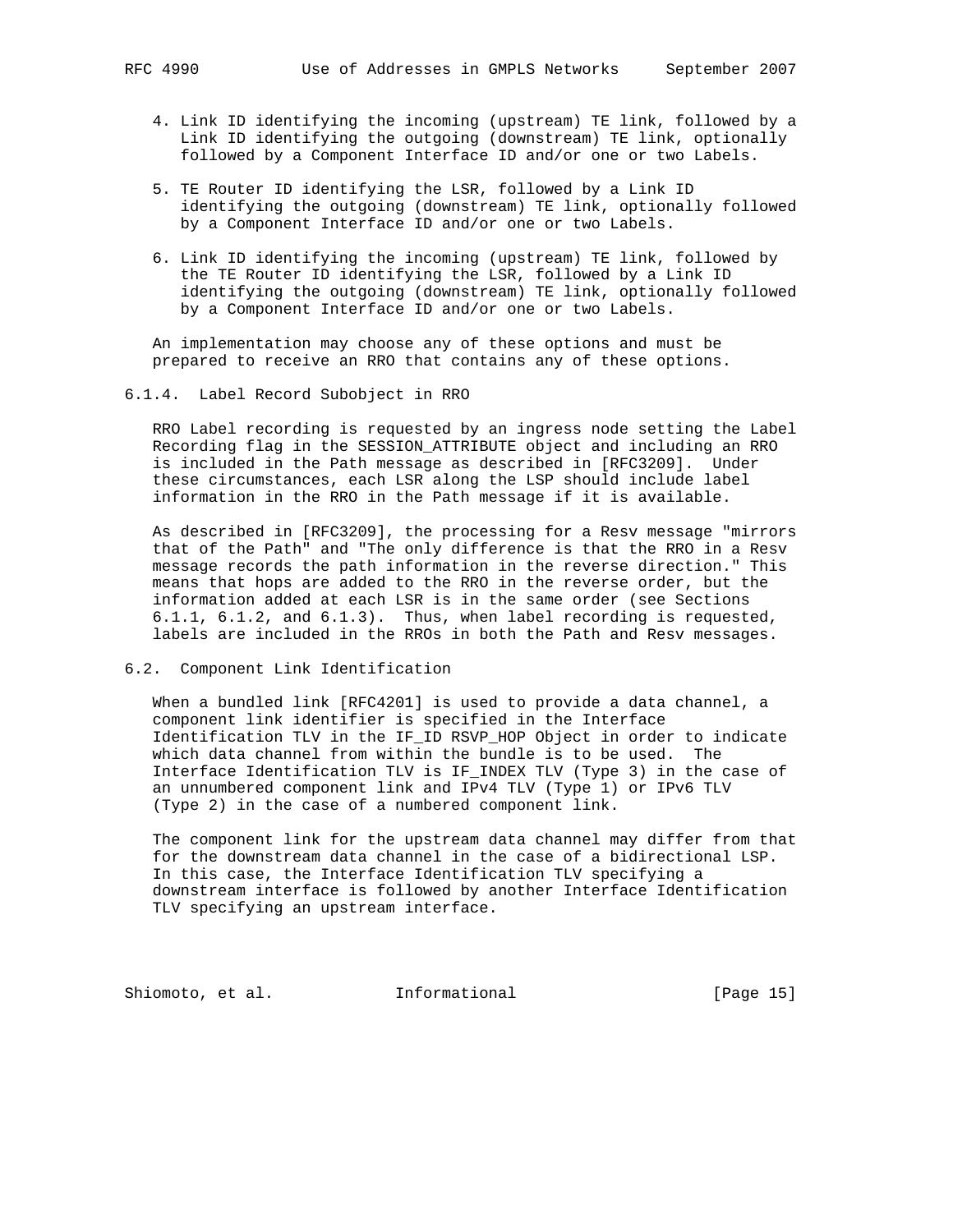4. Link ID identifying the incoming (upstream) TE link, followed by a Link ID identifying the outgoing (downstream) TE link, optionally followed by a Component Interface ID and/or one or two Labels.

5. TE Router ID identifying the LSR, followed by a Link ID identifying the outgoing (downstream) TE link, optionally followed by a Component Interface ID and/or one or two Labels.

6. Link ID identifying the incoming (upstream) TE link, followed by the TE Router ID identifying the LSR, followed by a Link ID identifying the outgoing (downstream) TE link, optionally followed by a Component Interface ID and/or one or two Labels.

An implementation may choose any of these options and must be prepared to receive an RRO that contains any of these options.

### 6.1.4. Label Record Subobject in RRO

RRO Label recording is requested by an ingress node setting the Label Recording flag in the SESSION_ATTRIBUTE object and including an RRO is included in the Path message as described in [RFC3209]. Under these circumstances, each LSR along the LSP should include label information in the RRO in the Path message if it is available.

As described in [RFC3209], the processing for a Resv message "mirrors that of the Path" and "The only difference is that the RRO in a Resv message records the path information in the reverse direction." This means that hops are added to the RRO in the reverse order, but the information added at each LSR is in the same order (see Sections 6.1.1, 6.1.2, and 6.1.3). Thus, when label recording is requested, labels are included in the RROs in both the Path and Resv messages.

## 6.2. Component Link Identification

When a bundled link [RFC4201] is used to provide a data channel, a component link identifier is specified in the Interface Identification TLV in the IF_ID RSVP_HOP Object in order to indicate which data channel from within the bundle is to be used. The Interface Identification TLV is IF_INDEX TLV (Type 3) in the case of an unnumbered component link and IPv4 TLV (Type 1) or IPv6 TLV (Type 2) in the case of a numbered component link.

The component link for the upstream data channel may differ from that for the downstream data channel in the case of a bidirectional LSP. In this case, the Interface Identification TLV specifying a downstream interface is followed by another Interface Identification TLV specifying an upstream interface.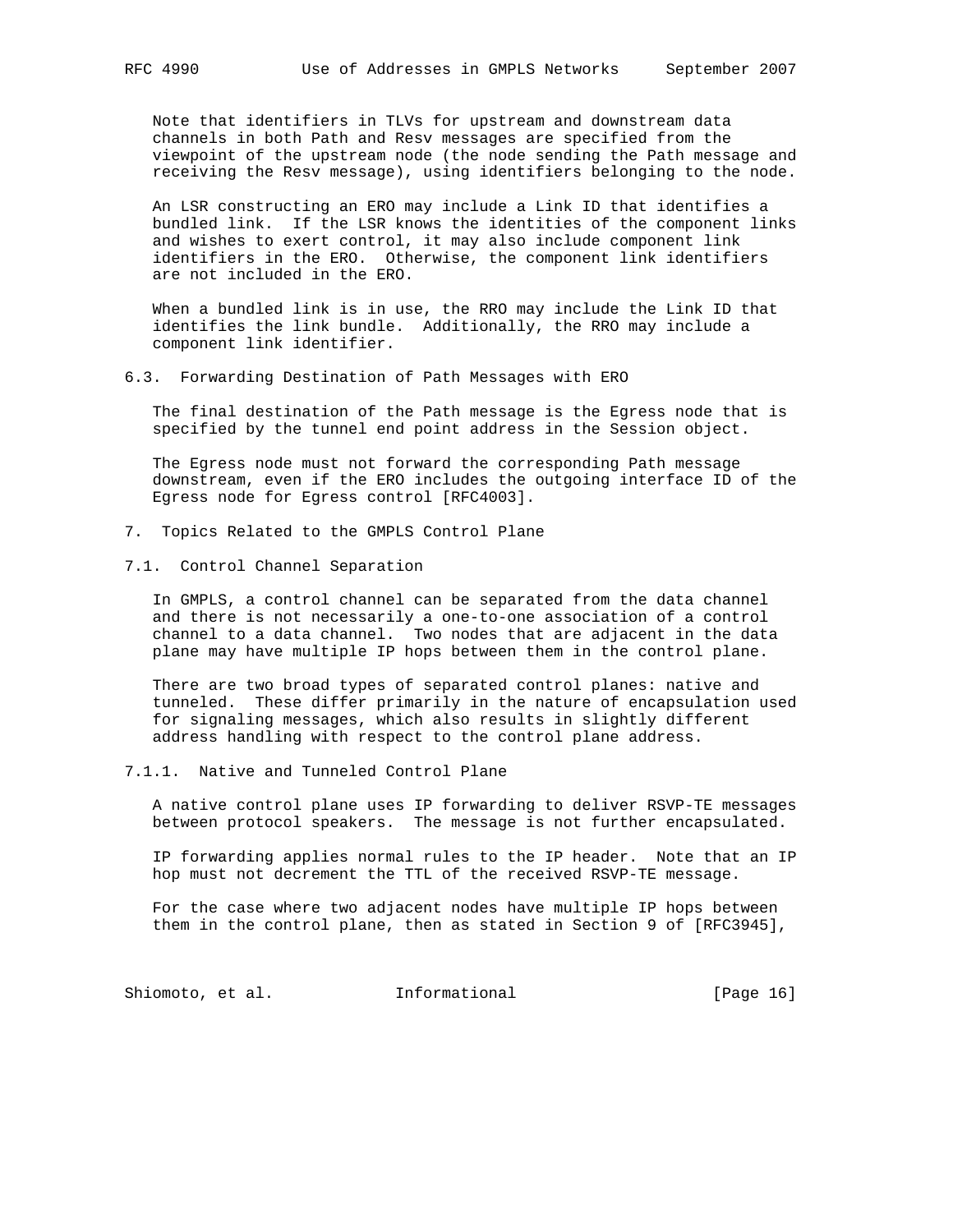Note that identifiers in TLVs for upstream and downstream data channels in both Path and Resv messages are specified from the viewpoint of the upstream node (the node sending the Path message and receiving the Resv message), using identifiers belonging to the node.

An LSR constructing an ERO may include a Link ID that identifies a bundled link. If the LSR knows the identities of the component links and wishes to exert control, it may also include component link identifiers in the ERO. Otherwise, the component link identifiers are not included in the ERO.

When a bundled link is in use, the RRO may include the Link ID that identifies the link bundle. Additionally, the RRO may include a component link identifier.

### 6.3. Forwarding Destination of Path Messages with ERO

The final destination of the Path message is the Egress node that is specified by the tunnel end point address in the Session object.

The Egress node must not forward the corresponding Path message downstream, even if the ERO includes the outgoing interface ID of the Egress node for Egress control [RFC4003].

## 7. Topics Related to the GMPLS Control Plane

### 7.1. Control Channel Separation

In GMPLS, a control channel can be separated from the data channel and there is not necessarily a one-to-one association of a control channel to a data channel. Two nodes that are adjacent in the data plane may have multiple IP hops between them in the control plane.

There are two broad types of separated control planes: native and tunneled. These differ primarily in the nature of encapsulation used for signaling messages, which also results in slightly different address handling with respect to the control plane address.

#### 7.1.1. Native and Tunneled Control Plane

A native control plane uses IP forwarding to deliver RSVP-TE messages between protocol speakers. The message is not further encapsulated.

IP forwarding applies normal rules to the IP header. Note that an IP hop must not decrement the TTL of the received RSVP-TE message.

For the case where two adjacent nodes have multiple IP hops between them in the control plane, then as stated in Section 9 of [RFC3945],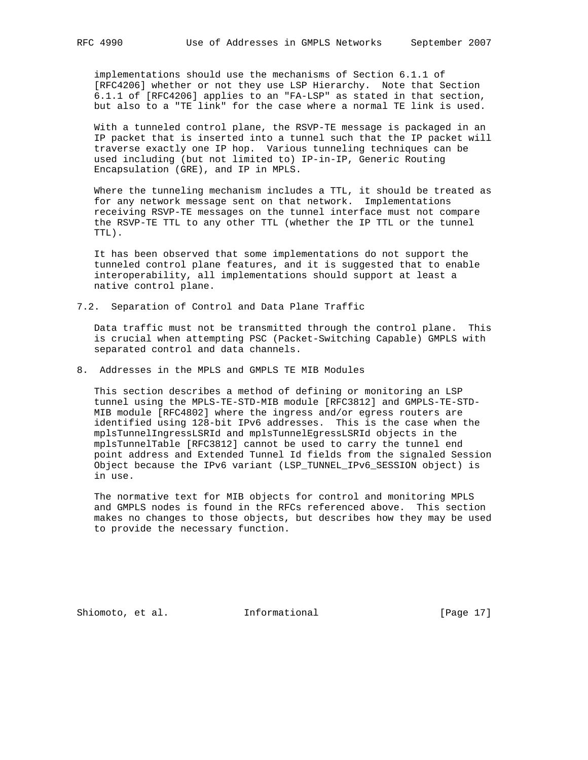implementations should use the mechanisms of Section 6.1.1 of [RFC4206] whether or not they use LSP Hierarchy. Note that Section 6.1.1 of [RFC4206] applies to an "FA-LSP" as stated in that section, but also to a "TE link" for the case where a normal TE link is used.

With a tunneled control plane, the RSVP-TE message is packaged in an IP packet that is inserted into a tunnel such that the IP packet will traverse exactly one IP hop. Various tunneling techniques can be used including (but not limited to) IP-in-IP, Generic Routing Encapsulation (GRE), and IP in MPLS.

Where the tunneling mechanism includes a TTL, it should be treated as for any network message sent on that network. Implementations receiving RSVP-TE messages on the tunnel interface must not compare the RSVP-TE TTL to any other TTL (whether the IP TTL or the tunnel TTL).

It has been observed that some implementations do not support the tunneled control plane features, and it is suggested that to enable interoperability, all implementations should support at least a native control plane.

### 7.2. Separation of Control and Data Plane Traffic

Data traffic must not be transmitted through the control plane. This is crucial when attempting PSC (Packet-Switching Capable) GMPLS with separated control and data channels.

## 8. Addresses in the MPLS and GMPLS TE MIB Modules

This section describes a method of defining or monitoring an LSP tunnel using the MPLS-TE-STD-MIB module [RFC3812] and GMPLS-TE-STD-MIB module [RFC4802] where the ingress and/or egress routers are identified using 128-bit IPv6 addresses. This is the case when the mplsTunnelIngressLSRId and mplsTunnelEgressLSRId objects in the mplsTunnelTable [RFC3812] cannot be used to carry the tunnel end point address and Extended Tunnel Id fields from the signaled Session Object because the IPv6 variant (LSP_TUNNEL_IPv6_SESSION object) is in use.

The normative text for MIB objects for control and monitoring MPLS and GMPLS nodes is found in the RFCs referenced above. This section makes no changes to those objects, but describes how they may be used to provide the necessary function.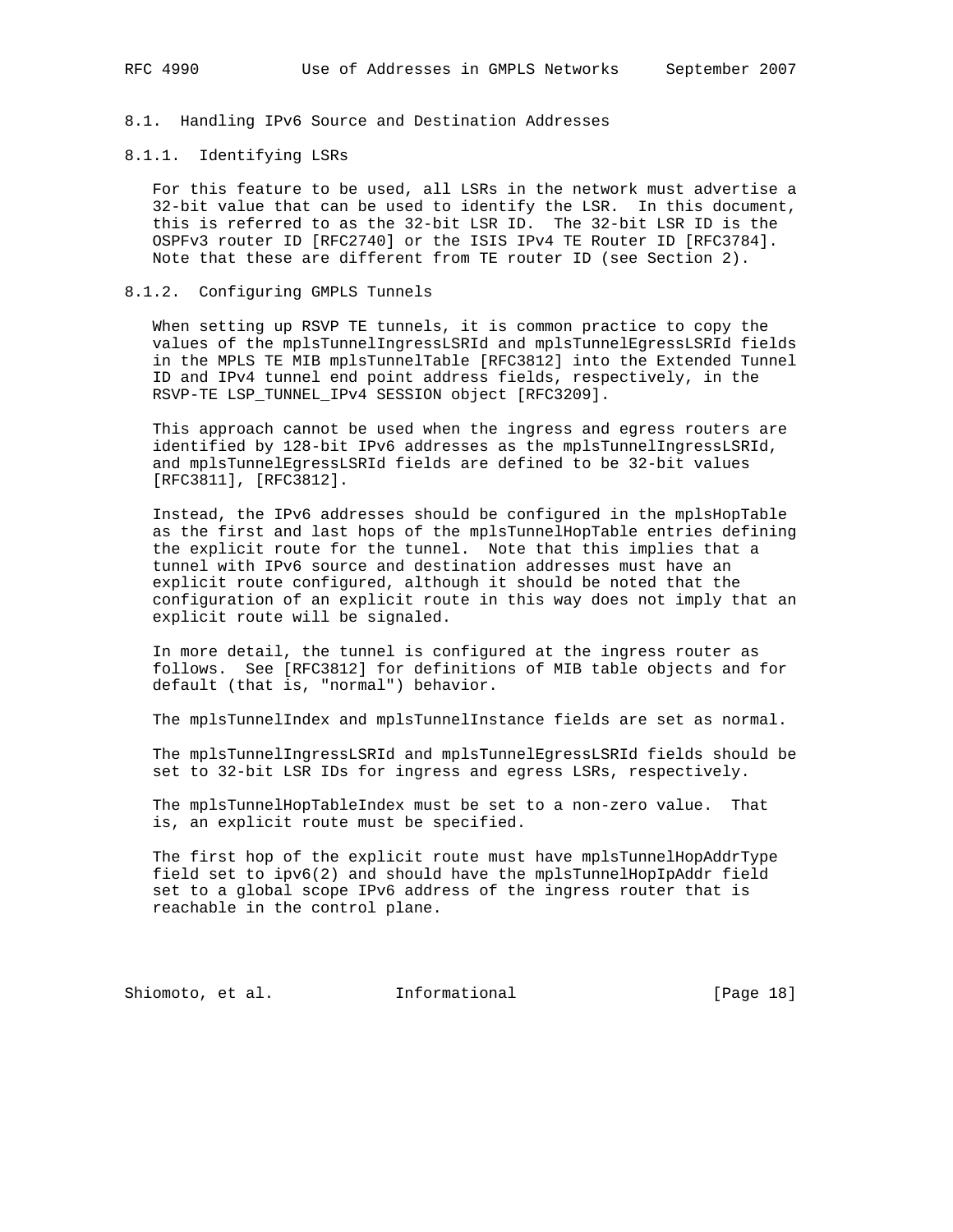### 8.1. Handling IPv6 Source and Destination Addresses

#### 8.1.1. Identifying LSRs

For this feature to be used, all LSRs in the network must advertise a 32-bit value that can be used to identify the LSR. In this document, this is referred to as the 32-bit LSR ID. The 32-bit LSR ID is the OSPFv3 router ID [RFC2740] or the ISIS IPv4 TE Router ID [RFC3784]. Note that these are different from TE router ID (see Section 2).

#### 8.1.2. Configuring GMPLS Tunnels

When setting up RSVP TE tunnels, it is common practice to copy the values of the mplsTunnelIngressLSRId and mplsTunnelEgressLSRId fields in the MPLS TE MIB mplsTunnelTable [RFC3812] into the Extended Tunnel ID and IPv4 tunnel end point address fields, respectively, in the RSVP-TE LSP_TUNNEL_IPv4 SESSION object [RFC3209].

This approach cannot be used when the ingress and egress routers are identified by 128-bit IPv6 addresses as the mplsTunnelIngressLSRId, and mplsTunnelEgressLSRId fields are defined to be 32-bit values [RFC3811], [RFC3812].

Instead, the IPv6 addresses should be configured in the mplsHopTable as the first and last hops of the mplsTunnelHopTable entries defining the explicit route for the tunnel. Note that this implies that a tunnel with IPv6 source and destination addresses must have an explicit route configured, although it should be noted that the configuration of an explicit route in this way does not imply that an explicit route will be signaled.

In more detail, the tunnel is configured at the ingress router as follows. See [RFC3812] for definitions of MIB table objects and for default (that is, "normal") behavior.

The mplsTunnelIndex and mplsTunnelInstance fields are set as normal.

The mplsTunnelIngressLSRId and mplsTunnelEgressLSRId fields should be set to 32-bit LSR IDs for ingress and egress LSRs, respectively.

The mplsTunnelHopTableIndex must be set to a non-zero value. That is, an explicit route must be specified.

The first hop of the explicit route must have mplsTunnelHopAddrType field set to ipv6(2) and should have the mplsTunnelHopIpAddr field set to a global scope IPv6 address of the ingress router that is reachable in the control plane.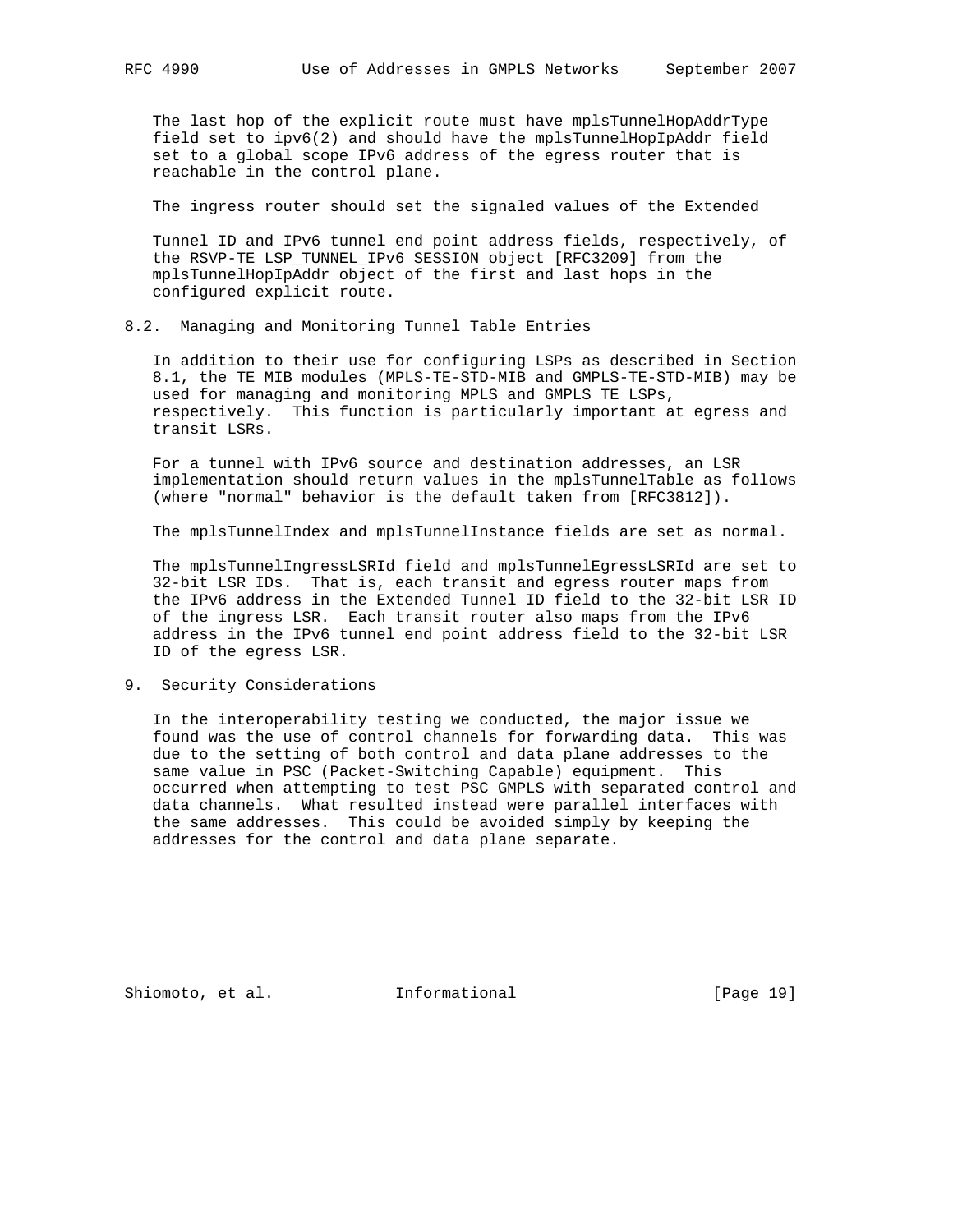The last hop of the explicit route must have mplsTunnelHopAddrType field set to ipv6(2) and should have the mplsTunnelHopIpAddr field set to a global scope IPv6 address of the egress router that is reachable in the control plane.

The ingress router should set the signaled values of the Extended

Tunnel ID and IPv6 tunnel end point address fields, respectively, of the RSVP-TE LSP_TUNNEL_IPv6 SESSION object [RFC3209] from the mplsTunnelHopIpAddr object of the first and last hops in the configured explicit route.

## 8.2. Managing and Monitoring Tunnel Table Entries

In addition to their use for configuring LSPs as described in Section 8.1, the TE MIB modules (MPLS-TE-STD-MIB and GMPLS-TE-STD-MIB) may be used for managing and monitoring MPLS and GMPLS TE LSPs, respectively. This function is particularly important at egress and transit LSRs.

For a tunnel with IPv6 source and destination addresses, an LSR implementation should return values in the mplsTunnelTable as follows (where "normal" behavior is the default taken from [RFC3812]).

The mplsTunnelIndex and mplsTunnelInstance fields are set as normal.

The mplsTunnelIngressLSRId field and mplsTunnelEgressLSRId are set to 32-bit LSR IDs. That is, each transit and egress router maps from the IPv6 address in the Extended Tunnel ID field to the 32-bit LSR ID of the ingress LSR. Each transit router also maps from the IPv6 address in the IPv6 tunnel end point address field to the 32-bit LSR ID of the egress LSR.

# 9. Security Considerations

In the interoperability testing we conducted, the major issue we found was the use of control channels for forwarding data. This was due to the setting of both control and data plane addresses to the same value in PSC (Packet-Switching Capable) equipment. This occurred when attempting to test PSC GMPLS with separated control and data channels. What resulted instead were parallel interfaces with the same addresses. This could be avoided simply by keeping the addresses for the control and data plane separate.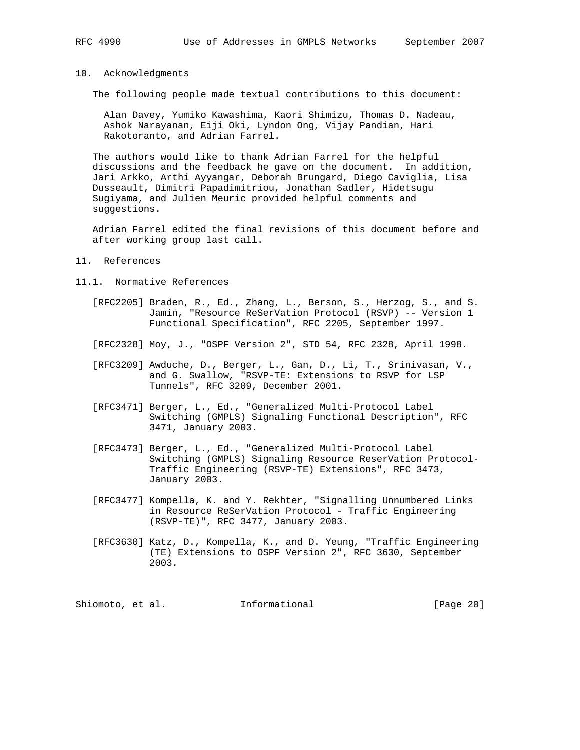## 10. Acknowledgments

The following people made textual contributions to this document:

Alan Davey, Yumiko Kawashima, Kaori Shimizu, Thomas D. Nadeau, Ashok Narayanan, Eiji Oki, Lyndon Ong, Vijay Pandian, Hari Rakotoranto, and Adrian Farrel.

The authors would like to thank Adrian Farrel for the helpful discussions and the feedback he gave on the document. In addition, Jari Arkko, Arthi Ayyangar, Deborah Brungard, Diego Caviglia, Lisa Dusseault, Dimitri Papadimitriou, Jonathan Sadler, Hidetsugu Sugiyama, and Julien Meuric provided helpful comments and suggestions.

Adrian Farrel edited the final revisions of this document before and after working group last call.

## 11. References

### 11.1. Normative References

[RFC2205] Braden, R., Ed., Zhang, L., Berson, S., Herzog, S., and S. Jamin, "Resource ReSerVation Protocol (RSVP) -- Version 1 Functional Specification", RFC 2205, September 1997.

[RFC2328] Moy, J., "OSPF Version 2", STD 54, RFC 2328, April 1998.

[RFC3209] Awduche, D., Berger, L., Gan, D., Li, T., Srinivasan, V., and G. Swallow, "RSVP-TE: Extensions to RSVP for LSP Tunnels", RFC 3209, December 2001.

[RFC3471] Berger, L., Ed., "Generalized Multi-Protocol Label Switching (GMPLS) Signaling Functional Description", RFC 3471, January 2003.

[RFC3473] Berger, L., Ed., "Generalized Multi-Protocol Label Switching (GMPLS) Signaling Resource ReserVation Protocol-Traffic Engineering (RSVP-TE) Extensions", RFC 3473, January 2003.

[RFC3477] Kompella, K. and Y. Rekhter, "Signalling Unnumbered Links in Resource ReSerVation Protocol - Traffic Engineering (RSVP-TE)", RFC 3477, January 2003.

[RFC3630] Katz, D., Kompella, K., and D. Yeung, "Traffic Engineering (TE) Extensions to OSPF Version 2", RFC 3630, September 2003.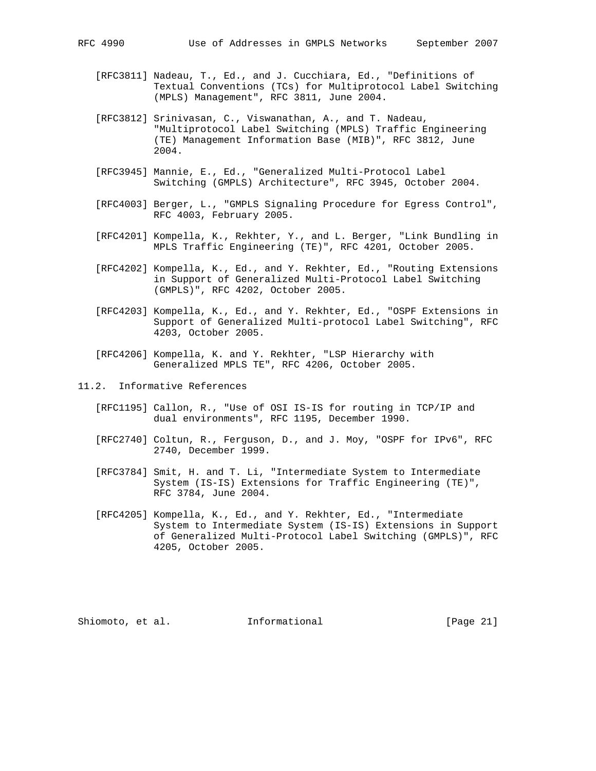[RFC3811] Nadeau, T., Ed., and J. Cucchiara, Ed., "Definitions of Textual Conventions (TCs) for Multiprotocol Label Switching (MPLS) Management", RFC 3811, June 2004.

[RFC3812] Srinivasan, C., Viswanathan, A., and T. Nadeau, "Multiprotocol Label Switching (MPLS) Traffic Engineering (TE) Management Information Base (MIB)", RFC 3812, June 2004.

[RFC3945] Mannie, E., Ed., "Generalized Multi-Protocol Label Switching (GMPLS) Architecture", RFC 3945, October 2004.

[RFC4003] Berger, L., "GMPLS Signaling Procedure for Egress Control", RFC 4003, February 2005.

[RFC4201] Kompella, K., Rekhter, Y., and L. Berger, "Link Bundling in MPLS Traffic Engineering (TE)", RFC 4201, October 2005.

[RFC4202] Kompella, K., Ed., and Y. Rekhter, Ed., "Routing Extensions in Support of Generalized Multi-Protocol Label Switching (GMPLS)", RFC 4202, October 2005.

[RFC4203] Kompella, K., Ed., and Y. Rekhter, Ed., "OSPF Extensions in Support of Generalized Multi-protocol Label Switching", RFC 4203, October 2005.

[RFC4206] Kompella, K. and Y. Rekhter, "LSP Hierarchy with Generalized MPLS TE", RFC 4206, October 2005.

## 11.2. Informative References

[RFC1195] Callon, R., "Use of OSI IS-IS for routing in TCP/IP and dual environments", RFC 1195, December 1990.

[RFC2740] Coltun, R., Ferguson, D., and J. Moy, "OSPF for IPv6", RFC 2740, December 1999.

[RFC3784] Smit, H. and T. Li, "Intermediate System to Intermediate System (IS-IS) Extensions for Traffic Engineering (TE)", RFC 3784, June 2004.

[RFC4205] Kompella, K., Ed., and Y. Rekhter, Ed., "Intermediate System to Intermediate System (IS-IS) Extensions in Support of Generalized Multi-Protocol Label Switching (GMPLS)", RFC 4205, October 2005.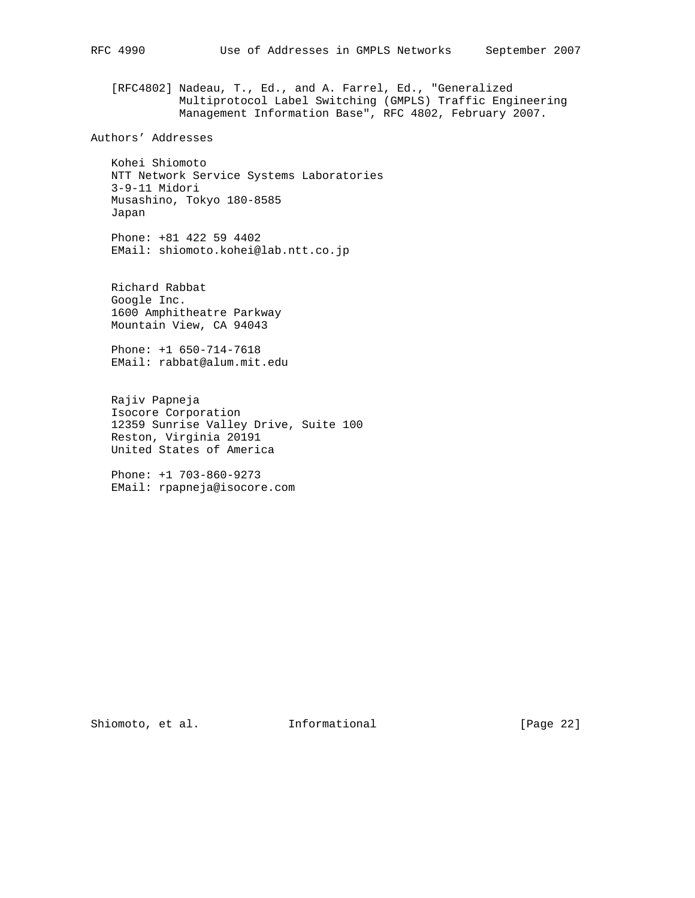[RFC4802] Nadeau, T., Ed., and A. Farrel, Ed., "Generalized Multiprotocol Label Switching (GMPLS) Traffic Engineering Management Information Base", RFC 4802, February 2007.

## Authors' Addresses

Kohei Shiomoto
NTT Network Service Systems Laboratories
3-9-11 Midori
Musashino, Tokyo 180-8585
Japan

Phone: +81 422 59 4402
EMail: shiomoto.kohei@lab.ntt.co.jp

Richard Rabbat
Google Inc.
1600 Amphitheatre Parkway
Mountain View, CA 94043

Phone: +1 650-714-7618
EMail: rabbat@alum.mit.edu

Rajiv Papneja
Isocore Corporation
12359 Sunrise Valley Drive, Suite 100
Reston, Virginia 20191
United States of America

Phone: +1 703-860-9273
EMail: rpapneja@isocore.com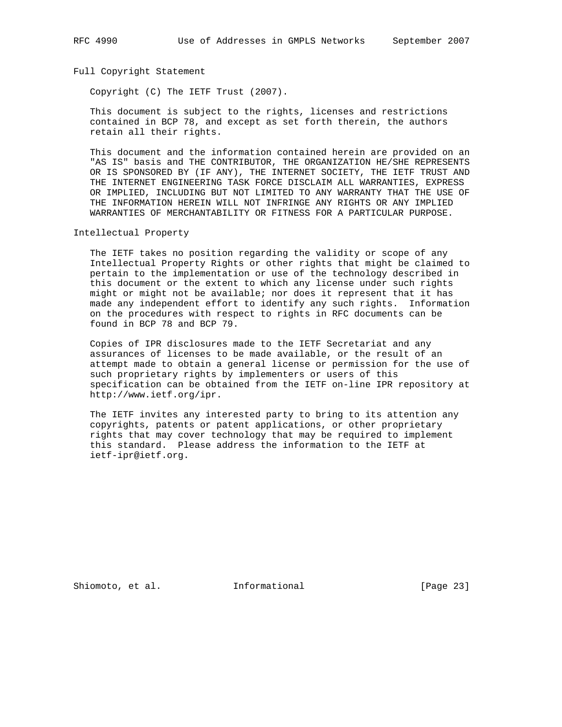## Full Copyright Statement

Copyright (C) The IETF Trust (2007).

This document is subject to the rights, licenses and restrictions contained in BCP 78, and except as set forth therein, the authors retain all their rights.

This document and the information contained herein are provided on an "AS IS" basis and THE CONTRIBUTOR, THE ORGANIZATION HE/SHE REPRESENTS OR IS SPONSORED BY (IF ANY), THE INTERNET SOCIETY, THE IETF TRUST AND THE INTERNET ENGINEERING TASK FORCE DISCLAIM ALL WARRANTIES, EXPRESS OR IMPLIED, INCLUDING BUT NOT LIMITED TO ANY WARRANTY THAT THE USE OF THE INFORMATION HEREIN WILL NOT INFRINGE ANY RIGHTS OR ANY IMPLIED WARRANTIES OF MERCHANTABILITY OR FITNESS FOR A PARTICULAR PURPOSE.

## Intellectual Property

The IETF takes no position regarding the validity or scope of any Intellectual Property Rights or other rights that might be claimed to pertain to the implementation or use of the technology described in this document or the extent to which any license under such rights might or might not be available; nor does it represent that it has made any independent effort to identify any such rights. Information on the procedures with respect to rights in RFC documents can be found in BCP 78 and BCP 79.

Copies of IPR disclosures made to the IETF Secretariat and any assurances of licenses to be made available, or the result of an attempt made to obtain a general license or permission for the use of such proprietary rights by implementers or users of this specification can be obtained from the IETF on-line IPR repository at http://www.ietf.org/ipr.

The IETF invites any interested party to bring to its attention any copyrights, patents or patent applications, or other proprietary rights that may cover technology that may be required to implement this standard. Please address the information to the IETF at ietf-ipr@ietf.org.